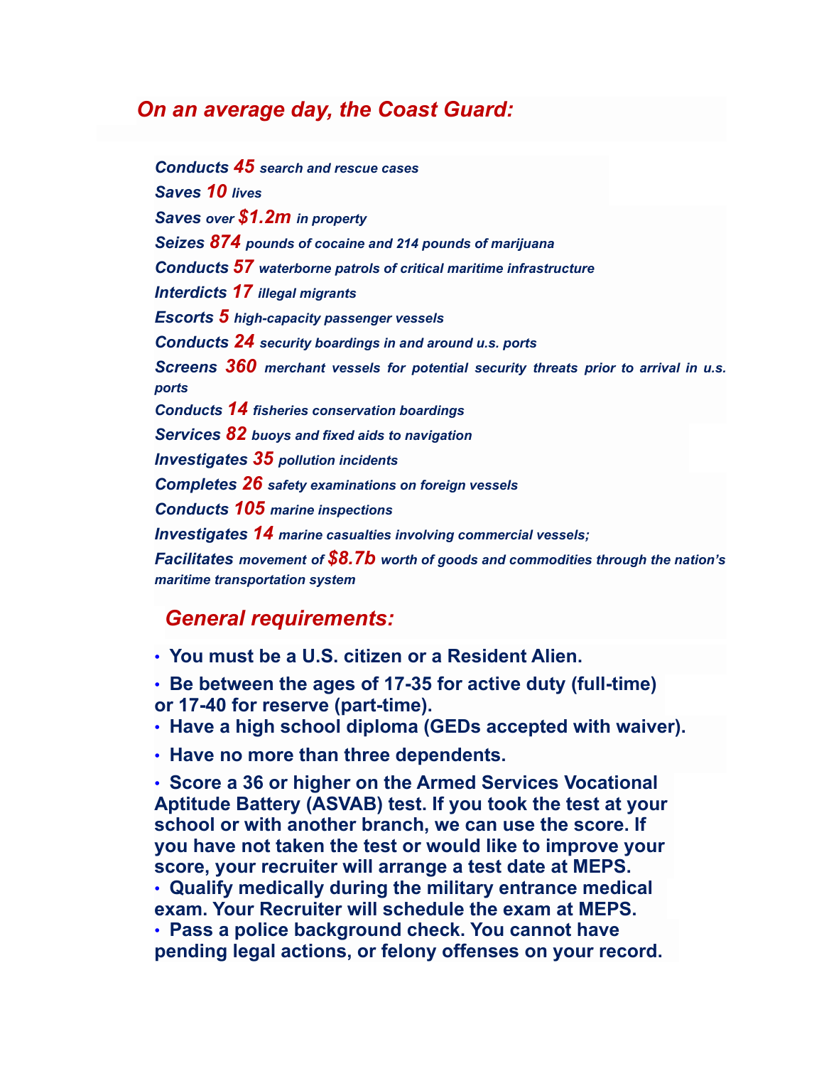## *On an average day, the Coast Guard:*

***Conducts 45** search and rescue cases*

***Saves 10** lives*

***Saves** over **$1.2m** in property*

***Seizes 874** pounds of cocaine and 214 pounds of marijuana*

***Conducts 57** waterborne patrols of critical maritime infrastructure*

***Interdicts 17** illegal migrants*

***Escorts 5** high-capacity passenger vessels*

***Conducts 24** security boardings in and around u.s. ports*

***Screens 360** merchant vessels for potential security threats prior to arrival in u.s. ports*

***Conducts 14** fisheries conservation boardings*

***Services 82** buoys and fixed aids to navigation*

***Investigates 35** pollution incidents*

***Completes 26** safety examinations on foreign vessels*

***Conducts 105** marine inspections*

***Investigates 14** marine casualties involving commercial vessels;*

***Facilitates** movement of **$8.7b** worth of goods and commodities through the nation's maritime transportation system*

## *General requirements:*

- **You must be a U.S. citizen or a Resident Alien.**
- **Be between the ages of 17-35 for active duty (full-time) or 17-40 for reserve (part-time).**
- **Have a high school diploma (GEDs accepted with waiver).**
- **Have no more than three dependents.**
- **Score a 36 or higher on the Armed Services Vocational Aptitude Battery (ASVAB) test. If you took the test at your school or with another branch, we can use the score. If you have not taken the test or would like to improve your score, your recruiter will arrange a test date at MEPS.**
- **Qualify medically during the military entrance medical exam. Your Recruiter will schedule the exam at MEPS.**
- **Pass a police background check. You cannot have pending legal actions, or felony offenses on your record.**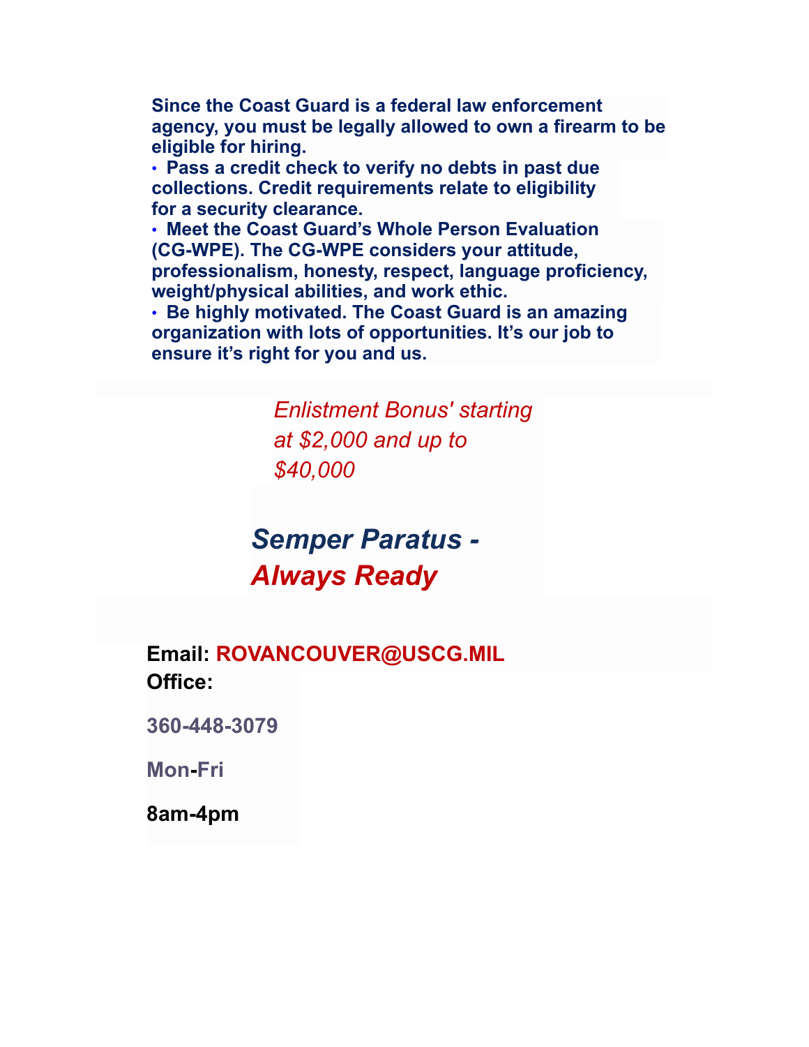**Since the Coast Guard is a federal law enforcement agency, you must be legally allowed to own a firearm to be eligible for hiring.**

- **Pass a credit check to verify no debts in past due collections. Credit requirements relate to eligibility for a security clearance.**
- **Meet the Coast Guard's Whole Person Evaluation (CG-WPE). The CG-WPE considers your attitude, professionalism, honesty, respect, language proficiency, weight/physical abilities, and work ethic.**
- **Be highly motivated. The Coast Guard is an amazing organization with lots of opportunities. It's our job to ensure it's right for you and us.**

*Enlistment Bonus' starting at $2,000 and up to $40,000*

***Semper Paratus - Always Ready***

**Email: ROVANCOUVER@USCG.MIL**

**Office:**

**360-448-3079**

**Mon-Fri**

**8am-4pm**